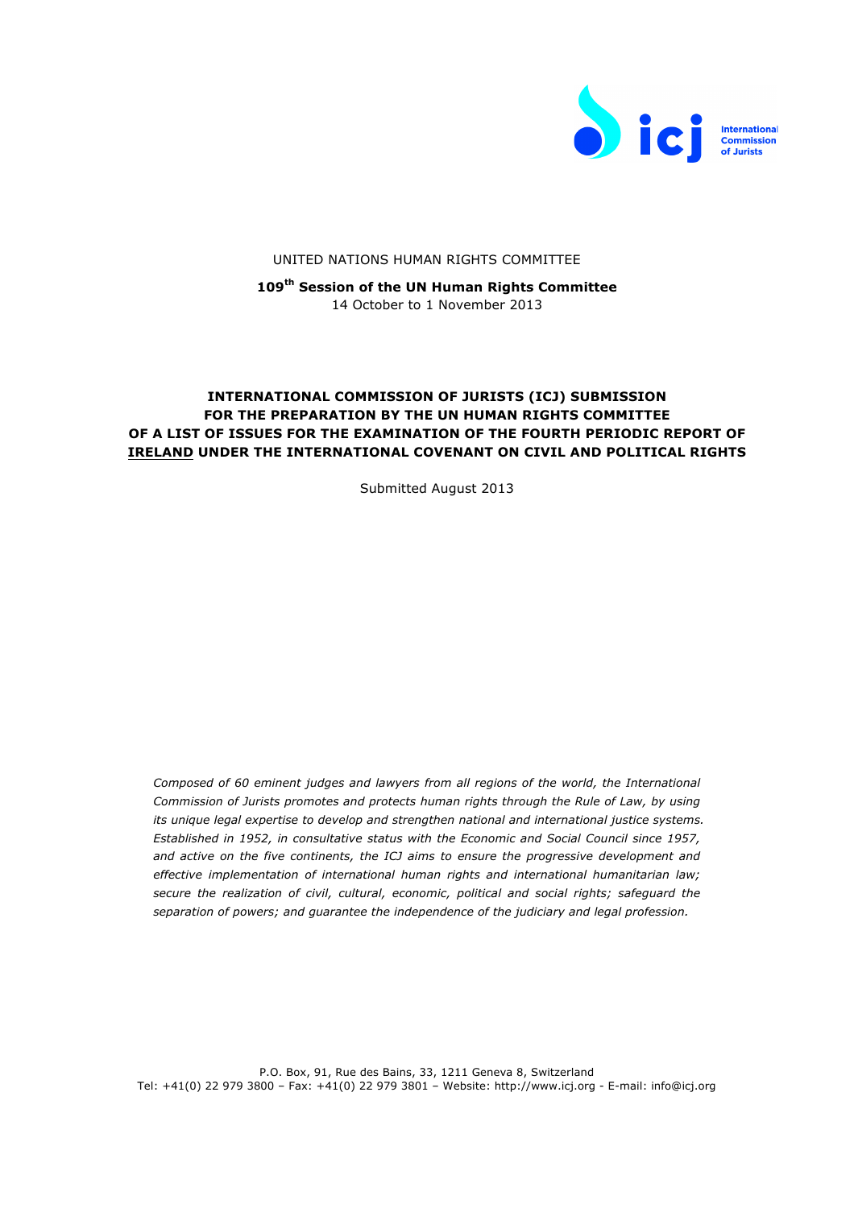UNITED NATIONS HUMAN RIGHTS COMMITTEE

**109th Session of the UN Human Rights Committee**
14 October to 1 November 2013

**INTERNATIONAL COMMISSION OF JURISTS (ICJ) SUBMISSION FOR THE PREPARATION BY THE UN HUMAN RIGHTS COMMITTEE OF A LIST OF ISSUES FOR THE EXAMINATION OF THE FOURTH PERIODIC REPORT OF IRELAND UNDER THE INTERNATIONAL COVENANT ON CIVIL AND POLITICAL RIGHTS**

Submitted August 2013

*Composed of 60 eminent judges and lawyers from all regions of the world, the International Commission of Jurists promotes and protects human rights through the Rule of Law, by using its unique legal expertise to develop and strengthen national and international justice systems. Established in 1952, in consultative status with the Economic and Social Council since 1957, and active on the five continents, the ICJ aims to ensure the progressive development and effective implementation of international human rights and international humanitarian law; secure the realization of civil, cultural, economic, political and social rights; safeguard the separation of powers; and guarantee the independence of the judiciary and legal profession.*

P.O. Box, 91, Rue des Bains, 33, 1211 Geneva 8, Switzerland
Tel: +41(0) 22 979 3800 – Fax: +41(0) 22 979 3801 – Website: http://www.icj.org - E-mail: info@icj.org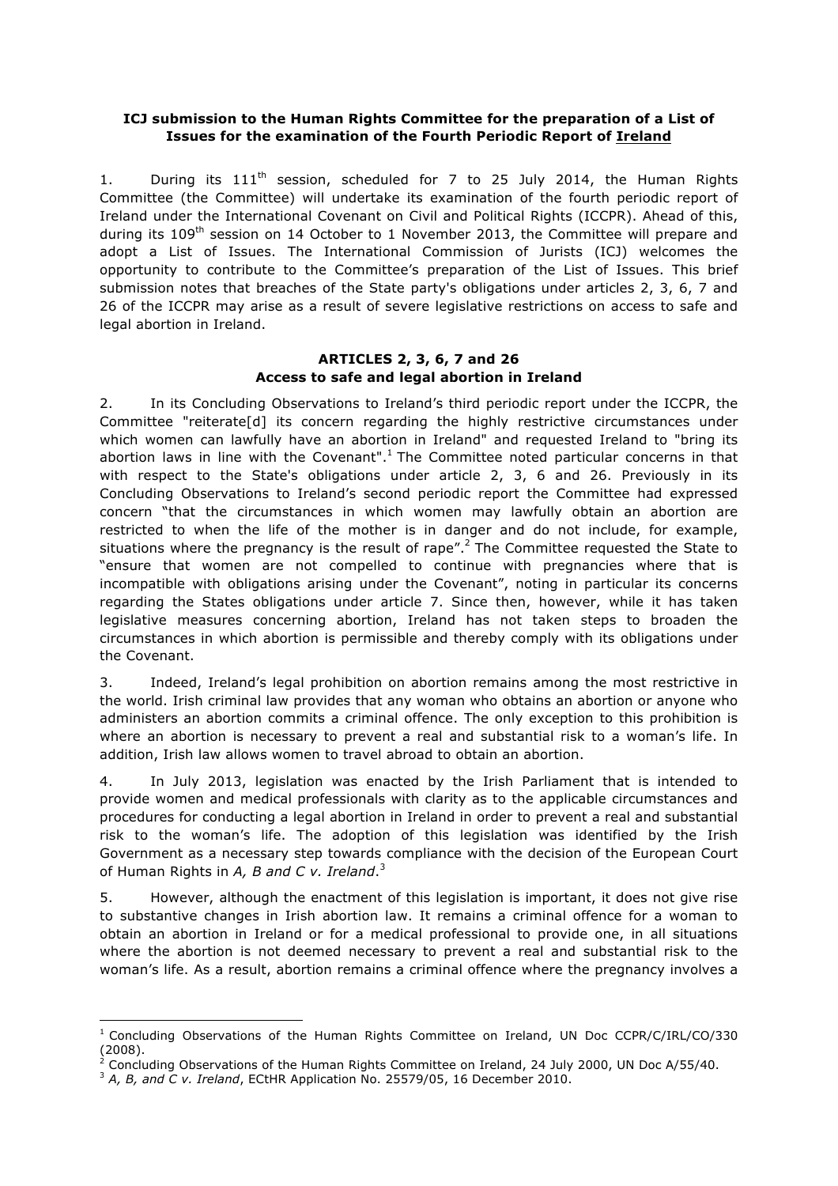**ICJ submission to the Human Rights Committee for the preparation of a List of Issues for the examination of the Fourth Periodic Report of Ireland**

1. During its 111th session, scheduled for 7 to 25 July 2014, the Human Rights Committee (the Committee) will undertake its examination of the fourth periodic report of Ireland under the International Covenant on Civil and Political Rights (ICCPR). Ahead of this, during its 109th session on 14 October to 1 November 2013, the Committee will prepare and adopt a List of Issues. The International Commission of Jurists (ICJ) welcomes the opportunity to contribute to the Committee's preparation of the List of Issues. This brief submission notes that breaches of the State party's obligations under articles 2, 3, 6, 7 and 26 of the ICCPR may arise as a result of severe legislative restrictions on access to safe and legal abortion in Ireland.

**ARTICLES 2, 3, 6, 7 and 26**
**Access to safe and legal abortion in Ireland**

2. In its Concluding Observations to Ireland's third periodic report under the ICCPR, the Committee "reiterate[d] its concern regarding the highly restrictive circumstances under which women can lawfully have an abortion in Ireland" and requested Ireland to "bring its abortion laws in line with the Covenant".[1] The Committee noted particular concerns in that with respect to the State's obligations under article 2, 3, 6 and 26. Previously in its Concluding Observations to Ireland's second periodic report the Committee had expressed concern "that the circumstances in which women may lawfully obtain an abortion are restricted to when the life of the mother is in danger and do not include, for example, situations where the pregnancy is the result of rape".[2] The Committee requested the State to "ensure that women are not compelled to continue with pregnancies where that is incompatible with obligations arising under the Covenant", noting in particular its concerns regarding the States obligations under article 7. Since then, however, while it has taken legislative measures concerning abortion, Ireland has not taken steps to broaden the circumstances in which abortion is permissible and thereby comply with its obligations under the Covenant.

3. Indeed, Ireland's legal prohibition on abortion remains among the most restrictive in the world. Irish criminal law provides that any woman who obtains an abortion or anyone who administers an abortion commits a criminal offence. The only exception to this prohibition is where an abortion is necessary to prevent a real and substantial risk to a woman's life. In addition, Irish law allows women to travel abroad to obtain an abortion.

4. In July 2013, legislation was enacted by the Irish Parliament that is intended to provide women and medical professionals with clarity as to the applicable circumstances and procedures for conducting a legal abortion in Ireland in order to prevent a real and substantial risk to the woman's life. The adoption of this legislation was identified by the Irish Government as a necessary step towards compliance with the decision of the European Court of Human Rights in *A, B and C v. Ireland*.[3]

5. However, although the enactment of this legislation is important, it does not give rise to substantive changes in Irish abortion law. It remains a criminal offence for a woman to obtain an abortion in Ireland or for a medical professional to provide one, in all situations where the abortion is not deemed necessary to prevent a real and substantial risk to the woman's life. As a result, abortion remains a criminal offence where the pregnancy involves a

---

[1] Concluding Observations of the Human Rights Committee on Ireland, UN Doc CCPR/C/IRL/CO/330 (2008).

[2] Concluding Observations of the Human Rights Committee on Ireland, 24 July 2000, UN Doc A/55/40.

[3] *A, B, and C v. Ireland*, ECtHR Application No. 25579/05, 16 December 2010.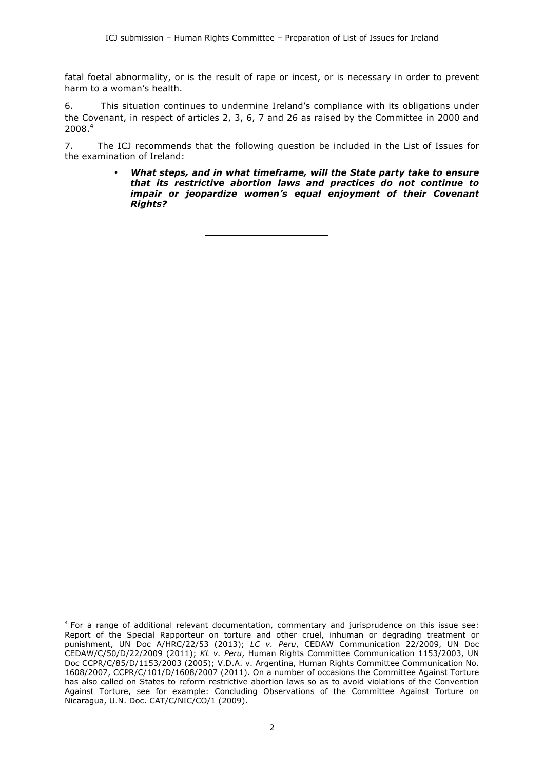fatal foetal abnormality, or is the result of rape or incest, or is necessary in order to prevent harm to a woman's health.

6. This situation continues to undermine Ireland's compliance with its obligations under the Covenant, in respect of articles 2, 3, 6, 7 and 26 as raised by the Committee in 2000 and 2008.[4]

7. The ICJ recommends that the following question be included in the List of Issues for the examination of Ireland:

- ***What steps, and in what timeframe, will the State party take to ensure that its restrictive abortion laws and practices do not continue to impair or jeopardize women's equal enjoyment of their Covenant Rights?***

---

[4] For a range of additional relevant documentation, commentary and jurisprudence on this issue see: Report of the Special Rapporteur on torture and other cruel, inhuman or degrading treatment or punishment, UN Doc A/HRC/22/53 (2013); *LC v. Peru*, CEDAW Communication 22/2009, UN Doc CEDAW/C/50/D/22/2009 (2011); *KL v. Peru*, Human Rights Committee Communication 1153/2003, UN Doc CCPR/C/85/D/1153/2003 (2005); V.D.A. v. Argentina, Human Rights Committee Communication No. 1608/2007, CCPR/C/101/D/1608/2007 (2011). On a number of occasions the Committee Against Torture has also called on States to reform restrictive abortion laws so as to avoid violations of the Convention Against Torture, see for example: Concluding Observations of the Committee Against Torture on Nicaragua, U.N. Doc. CAT/C/NIC/CO/1 (2009).